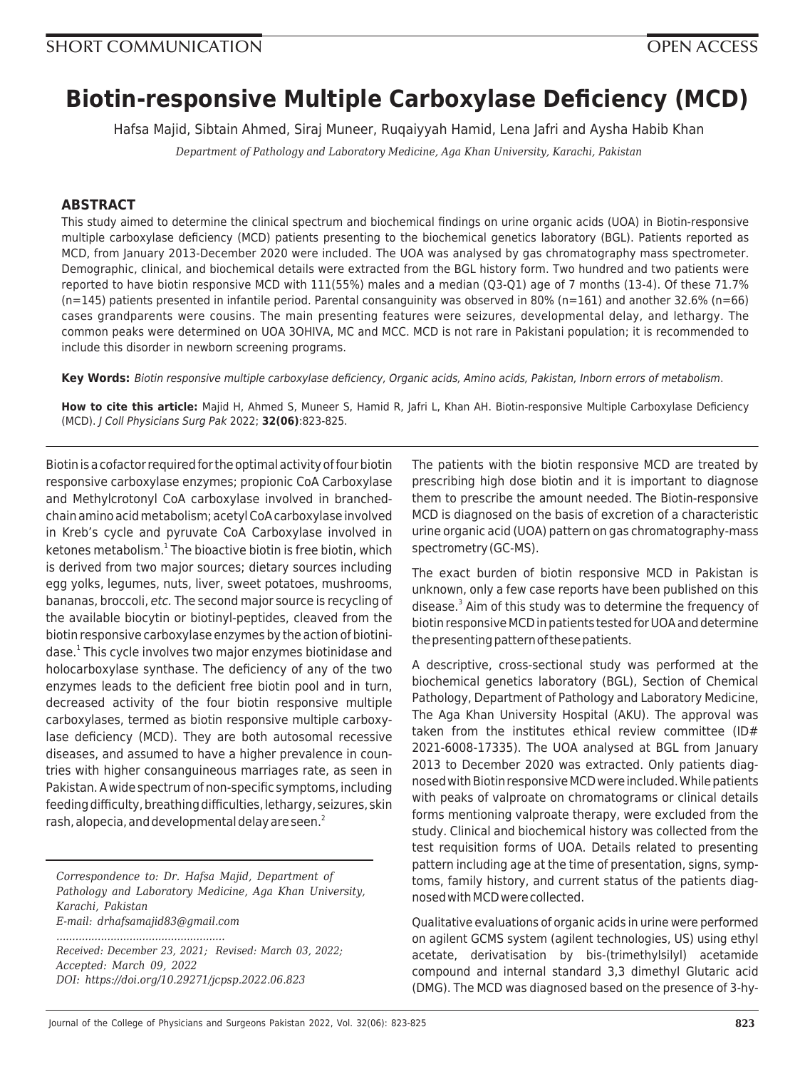SHORT COMMUNICATION

OPEN ACCESS

# Biotin-responsive Multiple Carboxylase Deficiency (MCD)

Hafsa Majid, Sibtain Ahmed, Siraj Muneer, Ruqaiyyah Hamid, Lena Jafri and Aysha Habib Khan

*Department of Pathology and Laboratory Medicine, Aga Khan University, Karachi, Pakistan*

## ABSTRACT

This study aimed to determine the clinical spectrum and biochemical findings on urine organic acids (UOA) in Biotin-responsive multiple carboxylase deficiency (MCD) patients presenting to the biochemical genetics laboratory (BGL). Patients reported as MCD, from January 2013-December 2020 were included. The UOA was analysed by gas chromatography mass spectrometer. Demographic, clinical, and biochemical details were extracted from the BGL history form. Two hundred and two patients were reported to have biotin responsive MCD with 111(55%) males and a median (Q3-Q1) age of 7 months (13-4). Of these 71.7% (n=145) patients presented in infantile period. Parental consanguinity was observed in 80% (n=161) and another 32.6% (n=66) cases grandparents were cousins. The main presenting features were seizures, developmental delay, and lethargy. The common peaks were determined on UOA 3OHIVA, MC and MCC. MCD is not rare in Pakistani population; it is recommended to include this disorder in newborn screening programs.

**Key Words:** *Biotin responsive multiple carboxylase deficiency, Organic acids, Amino acids, Pakistan, Inborn errors of metabolism.*

**How to cite this article:** Majid H, Ahmed S, Muneer S, Hamid R, Jafri L, Khan AH. Biotin-responsive Multiple Carboxylase Deficiency (MCD). *J Coll Physicians Surg Pak* 2022; **32(06)**:823-825.

Biotin is a cofactor required for the optimal activity of four biotin responsive carboxylase enzymes; propionic CoA Carboxylase and Methylcrotonyl CoA carboxylase involved in branched-chain amino acid metabolism; acetyl CoA carboxylase involved in Kreb's cycle and pyruvate CoA Carboxylase involved in ketones metabolism.[1] The bioactive biotin is free biotin, which is derived from two major sources; dietary sources including egg yolks, legumes, nuts, liver, sweet potatoes, mushrooms, bananas, broccoli, *etc.* The second major source is recycling of the available biocytin or biotinyl-peptides, cleaved from the biotin responsive carboxylase enzymes by the action of biotinidase.[1] This cycle involves two major enzymes biotinidase and holocarboxylase synthase. The deficiency of any of the two enzymes leads to the deficient free biotin pool and in turn, decreased activity of the four biotin responsive multiple carboxylases, termed as biotin responsive multiple carboxylase deficiency (MCD). They are both autosomal recessive diseases, and assumed to have a higher prevalence in countries with higher consanguineous marriages rate, as seen in Pakistan. A wide spectrum of non-specific symptoms, including feeding difficulty, breathing difficulties, lethargy, seizures, skin rash, alopecia, and developmental delay are seen.[2]

*Correspondence to: Dr. Hafsa Majid, Department of Pathology and Laboratory Medicine, Aga Khan University, Karachi, Pakistan*
*E-mail: drhafsamajid83@gmail.com*

*Received: December 23, 2021; Revised: March 03, 2022; Accepted: March 09, 2022*
*DOI: https://doi.org/10.29271/jcpsp.2022.06.823*

The patients with the biotin responsive MCD are treated by prescribing high dose biotin and it is important to diagnose them to prescribe the amount needed. The Biotin-responsive MCD is diagnosed on the basis of excretion of a characteristic urine organic acid (UOA) pattern on gas chromatography-mass spectrometry (GC-MS).

The exact burden of biotin responsive MCD in Pakistan is unknown, only a few case reports have been published on this disease.[3] Aim of this study was to determine the frequency of biotin responsive MCD in patients tested for UOA and determine the presenting pattern of these patients.

A descriptive, cross-sectional study was performed at the biochemical genetics laboratory (BGL), Section of Chemical Pathology, Department of Pathology and Laboratory Medicine, The Aga Khan University Hospital (AKU). The approval was taken from the institutes ethical review committee (ID# 2021-6008-17335). The UOA analysed at BGL from January 2013 to December 2020 was extracted. Only patients diagnosed with Biotin responsive MCD were included. While patients with peaks of valproate on chromatograms or clinical details forms mentioning valproate therapy, were excluded from the study. Clinical and biochemical history was collected from the test requisition forms of UOA. Details related to presenting pattern including age at the time of presentation, signs, symptoms, family history, and current status of the patients diagnosed with MCD were collected.

Qualitative evaluations of organic acids in urine were performed on agilent GCMS system (agilent technologies, US) using ethyl acetate, derivatisation by bis-(trimethylsilyl) acetamide compound and internal standard 3,3 dimethyl Glutaric acid (DMG). The MCD was diagnosed based on the presence of 3-hy-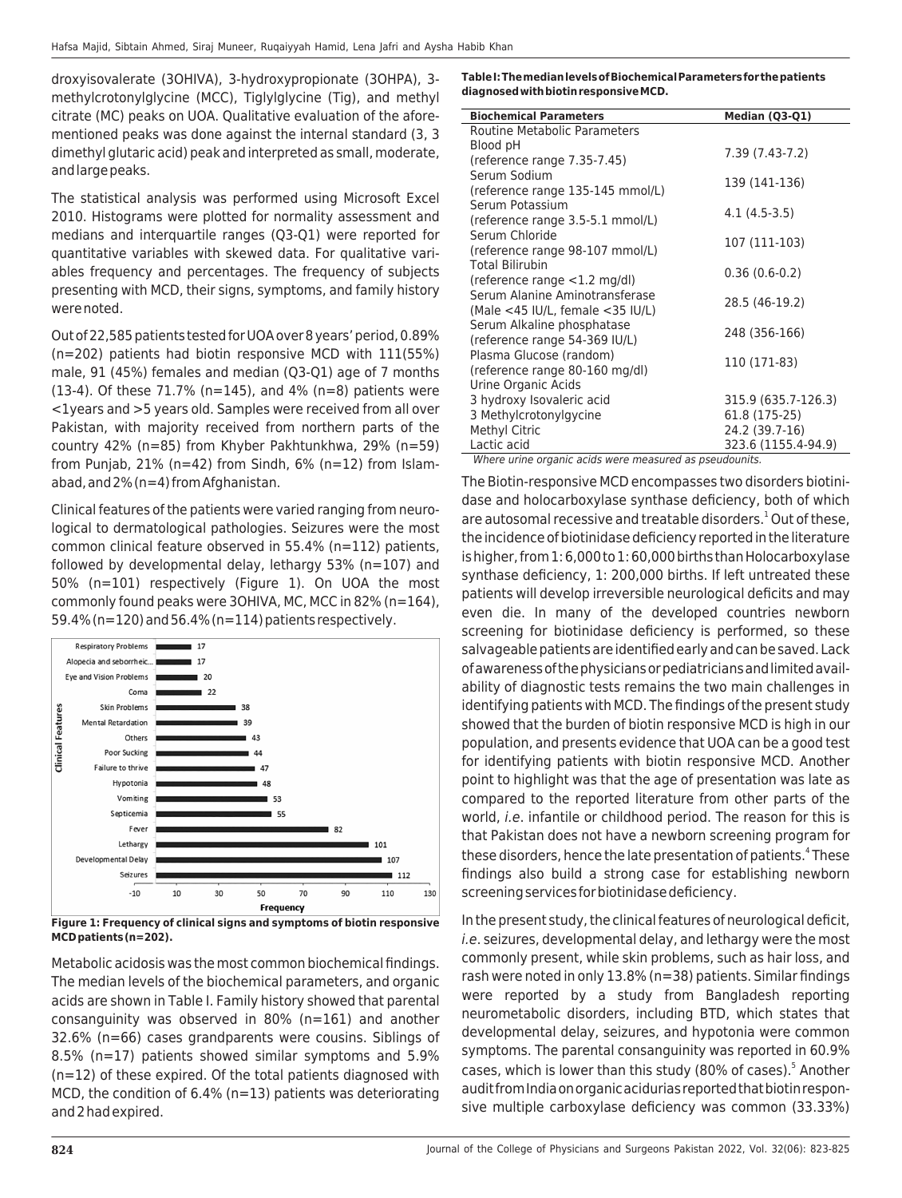droxyisovalerate (3OHIVA), 3-hydroxypropionate (3OHPA), 3-methylcrotonylglycine (MCC), Tiglylglycine (Tig), and methyl citrate (MC) peaks on UOA. Qualitative evaluation of the aforementioned peaks was done against the internal standard (3, 3 dimethyl glutaric acid) peak and interpreted as small, moderate, and large peaks.

The statistical analysis was performed using Microsoft Excel 2010. Histograms were plotted for normality assessment and medians and interquartile ranges (Q3-Q1) were reported for quantitative variables with skewed data. For qualitative variables frequency and percentages. The frequency of subjects presenting with MCD, their signs, symptoms, and family history were noted.

Out of 22,585 patients tested for UOA over 8 years' period, 0.89% (n=202) patients had biotin responsive MCD with 111(55%) male, 91 (45%) females and median (Q3-Q1) age of 7 months (13-4). Of these 71.7% (n=145), and 4% (n=8) patients were <1years and >5 years old. Samples were received from all over Pakistan, with majority received from northern parts of the country 42% (n=85) from Khyber Pakhtunkhwa, 29% (n=59) from Punjab, 21% (n=42) from Sindh, 6% (n=12) from Islamabad, and 2% (n=4) from Afghanistan.

Clinical features of the patients were varied ranging from neurological to dermatological pathologies. Seizures were the most common clinical feature observed in 55.4% (n=112) patients, followed by developmental delay, lethargy 53% (n=107) and 50% (n=101) respectively (Figure 1). On UOA the most commonly found peaks were 3OHIVA, MC, MCC in 82% (n=164), 59.4% (n=120) and 56.4% (n=114) patients respectively.

| Clinical Features | Frequency |
|---|---|
| Respiratory Problems | 17 |
| Alopecia and seborrheic... | 17 |
| Eye and Vision Problems | 20 |
| Coma | 22 |
| Skin Problems | 38 |
| Mental Retardation | 39 |
| Others | 43 |
| Poor Sucking | 44 |
| Failure to thrive | 47 |
| Hypotonia | 48 |
| Vomiting | 53 |
| Septicemia | 55 |
| Fever | 82 |
| Lethargy | 101 |
| Developmental Delay | 107 |
| Seizures | 112 |

**Figure 1: Frequency of clinical signs and symptoms of biotin responsive MCD patients (n=202).**

Metabolic acidosis was the most common biochemical findings. The median levels of the biochemical parameters, and organic acids are shown in Table I. Family history showed that parental consanguinity was observed in 80% (n=161) and another 32.6% (n=66) cases grandparents were cousins. Siblings of 8.5% (n=17) patients showed similar symptoms and 5.9% (n=12) of these expired. Of the total patients diagnosed with MCD, the condition of 6.4% (n=13) patients was deteriorating and 2 had expired.

**Table I: The median levels of Biochemical Parameters for the patients diagnosed with biotin responsive MCD.**

| Biochemical Parameters | Median (Q3-Q1) |
|---|---|
| Routine Metabolic Parameters | |
| Blood pH (reference range 7.35-7.45) | 7.39 (7.43-7.2) |
| Serum Sodium (reference range 135-145 mmol/L) | 139 (141-136) |
| Serum Potassium (reference range 3.5-5.1 mmol/L) | 4.1 (4.5-3.5) |
| Serum Chloride (reference range 98-107 mmol/L) | 107 (111-103) |
| Total Bilirubin (reference range <1.2 mg/dl) | 0.36 (0.6-0.2) |
| Serum Alanine Aminotransferase (Male <45 IU/L, female <35 IU/L) | 28.5 (46-19.2) |
| Serum Alkaline phosphatase (reference range 54-369 IU/L) | 248 (356-166) |
| Plasma Glucose (random) (reference range 80-160 mg/dl) | 110 (171-83) |
| Urine Organic Acids | |
| 3 hydroxy Isovaleric acid | 315.9 (635.7-126.3) |
| 3 Methylcrotonylglycine | 61.8 (175-25) |
| Methyl Citric | 24.2 (39.7-16) |
| Lactic acid | 323.6 (1155.4-94.9) |

*Where urine organic acids were measured as pseudounits.*

The Biotin-responsive MCD encompasses two disorders biotinidase and holocarboxylase synthase deficiency, both of which are autosomal recessive and treatable disorders.[1] Out of these, the incidence of biotinidase deficiency reported in the literature is higher, from 1: 6,000 to 1: 60,000 births than Holocarboxylase synthase deficiency, 1: 200,000 births. If left untreated these patients will develop irreversible neurological deficits and may even die. In many of the developed countries newborn screening for biotinidase deficiency is performed, so these salvageable patients are identified early and can be saved. Lack of awareness of the physicians or pediatricians and limited availability of diagnostic tests remains the two main challenges in identifying patients with MCD. The findings of the present study showed that the burden of biotin responsive MCD is high in our population, and presents evidence that UOA can be a good test for identifying patients with biotin responsive MCD. Another point to highlight was that the age of presentation was late as compared to the reported literature from other parts of the world, *i.e.* infantile or childhood period. The reason for this is that Pakistan does not have a newborn screening program for these disorders, hence the late presentation of patients.[4] These findings also build a strong case for establishing newborn screening services for biotinidase deficiency.

In the present study, the clinical features of neurological deficit, *i.e.* seizures, developmental delay, and lethargy were the most commonly present, while skin problems, such as hair loss, and rash were noted in only 13.8% (n=38) patients. Similar findings were reported by a study from Bangladesh reporting neurometabolic disorders, including BTD, which states that developmental delay, seizures, and hypotonia were common symptoms. The parental consanguinity was reported in 60.9% cases, which is lower than this study (80% of cases).[5] Another audit from India on organic acidurias reported that biotin responsive multiple carboxylase deficiency was common (33.33%)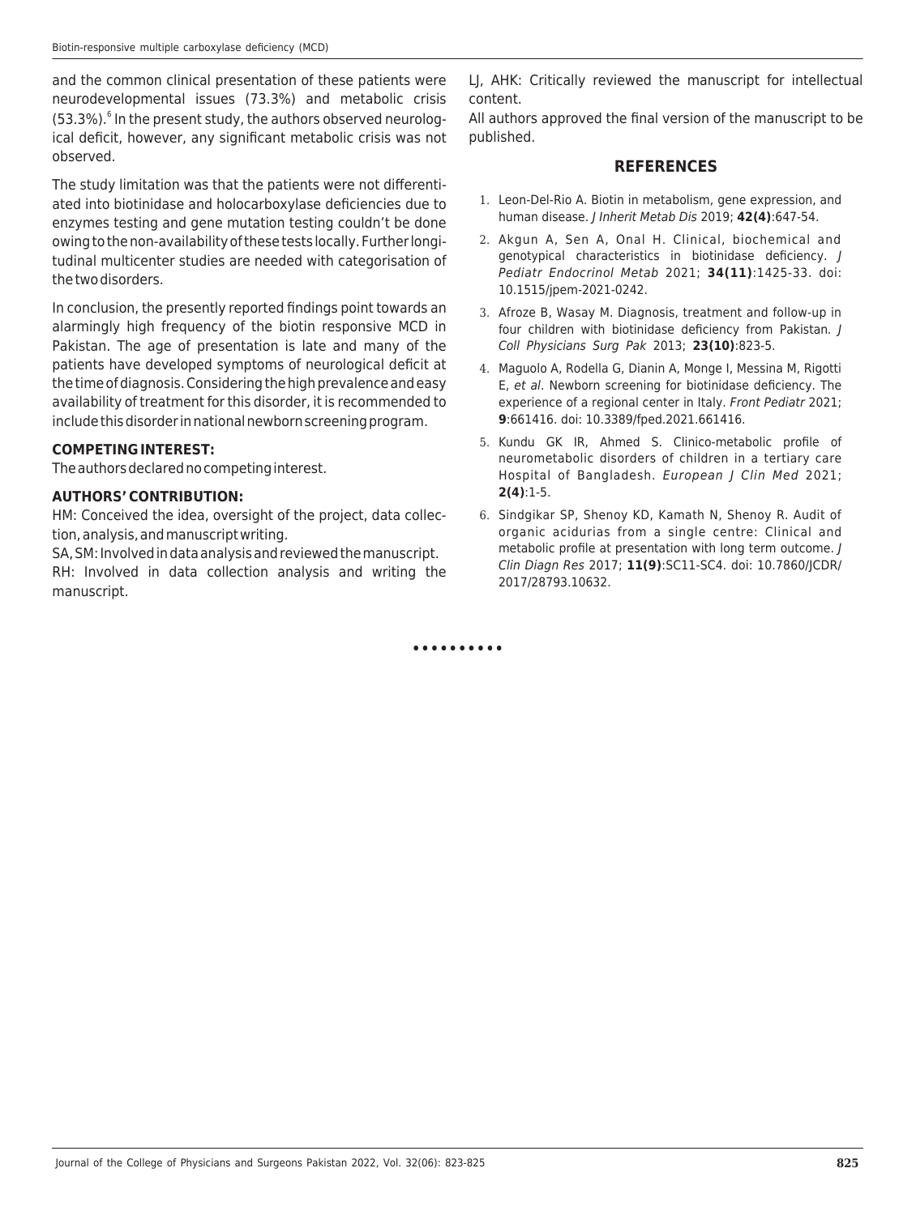and the common clinical presentation of these patients were neurodevelopmental issues (73.3%) and metabolic crisis (53.3%).[6] In the present study, the authors observed neurological deficit, however, any significant metabolic crisis was not observed.

The study limitation was that the patients were not differentiated into biotinidase and holocarboxylase deficiencies due to enzymes testing and gene mutation testing couldn't be done owing to the non-availability of these tests locally. Further longitudinal multicenter studies are needed with categorisation of the two disorders.

In conclusion, the presently reported findings point towards an alarmingly high frequency of the biotin responsive MCD in Pakistan. The age of presentation is late and many of the patients have developed symptoms of neurological deficit at the time of diagnosis. Considering the high prevalence and easy availability of treatment for this disorder, it is recommended to include this disorder in national newborn screening program.

**COMPETING INTEREST:**

The authors declared no competing interest.

**AUTHORS' CONTRIBUTION:**

HM: Conceived the idea, oversight of the project, data collection, analysis, and manuscript writing.

SA, SM: Involved in data analysis and reviewed the manuscript.

RH: Involved in data collection analysis and writing the manuscript.

LJ, AHK: Critically reviewed the manuscript for intellectual content.

All authors approved the final version of the manuscript to be published.

## REFERENCES

1. Leon-Del-Rio A. Biotin in metabolism, gene expression, and human disease. *J Inherit Metab Dis* 2019; **42(4)**:647-54.
2. Akgun A, Sen A, Onal H. Clinical, biochemical and genotypical characteristics in biotinidase deficiency. *J Pediatr Endocrinol Metab* 2021; **34(11)**:1425-33. doi: 10.1515/jpem-2021-0242.
3. Afroze B, Wasay M. Diagnosis, treatment and follow-up in four children with biotinidase deficiency from Pakistan. *J Coll Physicians Surg Pak* 2013; **23(10)**:823-5.
4. Maguolo A, Rodella G, Dianin A, Monge I, Messina M, Rigotti E, *et al*. Newborn screening for biotinidase deficiency. The experience of a regional center in Italy. *Front Pediatr* 2021; **9**:661416. doi: 10.3389/fped.2021.661416.
5. Kundu GK IR, Ahmed S. Clinico-metabolic profile of neurometabolic disorders of children in a tertiary care Hospital of Bangladesh. *European J Clin Med* 2021; **2(4)**:1-5.
6. Sindgikar SP, Shenoy KD, Kamath N, Shenoy R. Audit of organic acidurias from a single centre: Clinical and metabolic profile at presentation with long term outcome. *J Clin Diagn Res* 2017; **11(9)**:SC11-SC4. doi: 10.7860/JCDR/2017/28793.10632.